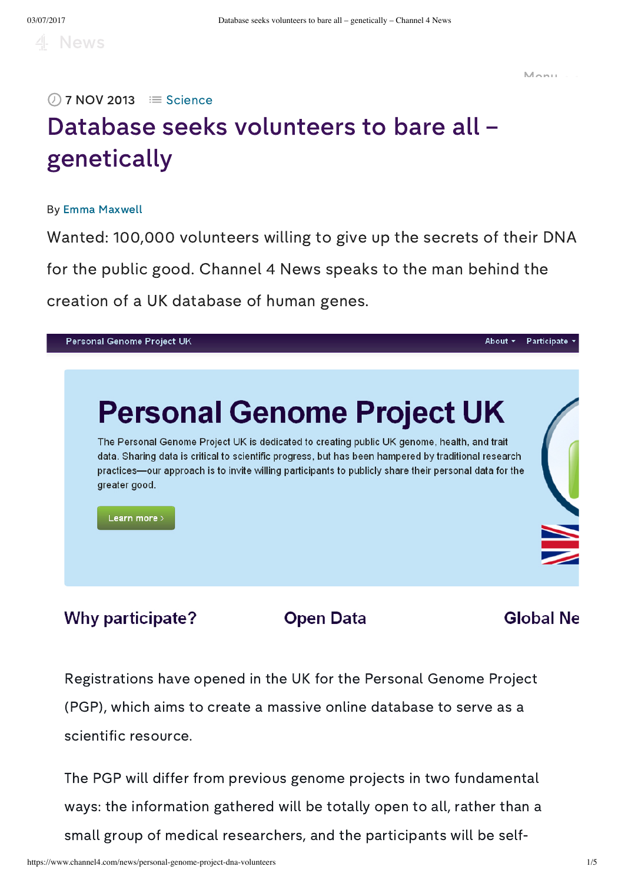7 NOV 2013 Science

# Database seeks volunteers to bare all – genetically

By Emma Maxwell

Wanted: 100,000 volunteers willing to give up the secrets of their DNA for the public good. Channel 4 News speaks to the man behind the creation of a UK database of human genes.

Personal Genome Project UK

About Participate

## Personal Genome Project UK

The Personal Genome Project UK is dedicated to creating public UK genome, health, and trait data. Sharing data is critical to scientific progress, but has been hampered by traditional research practices—our approach is to invite willing participants to publicly share their personal data for the greater good.

Learn more ›

### Why participate?

### Open Data

### Global Ne

Registrations have opened in the UK for the Personal Genome Project (PGP), which aims to create a massive online database to serve as a scientific resource.

The PGP will differ from previous genome projects in two fundamental ways: the information gathered will be totally open to all, rather than a small group of medical researchers, and the participants will be self-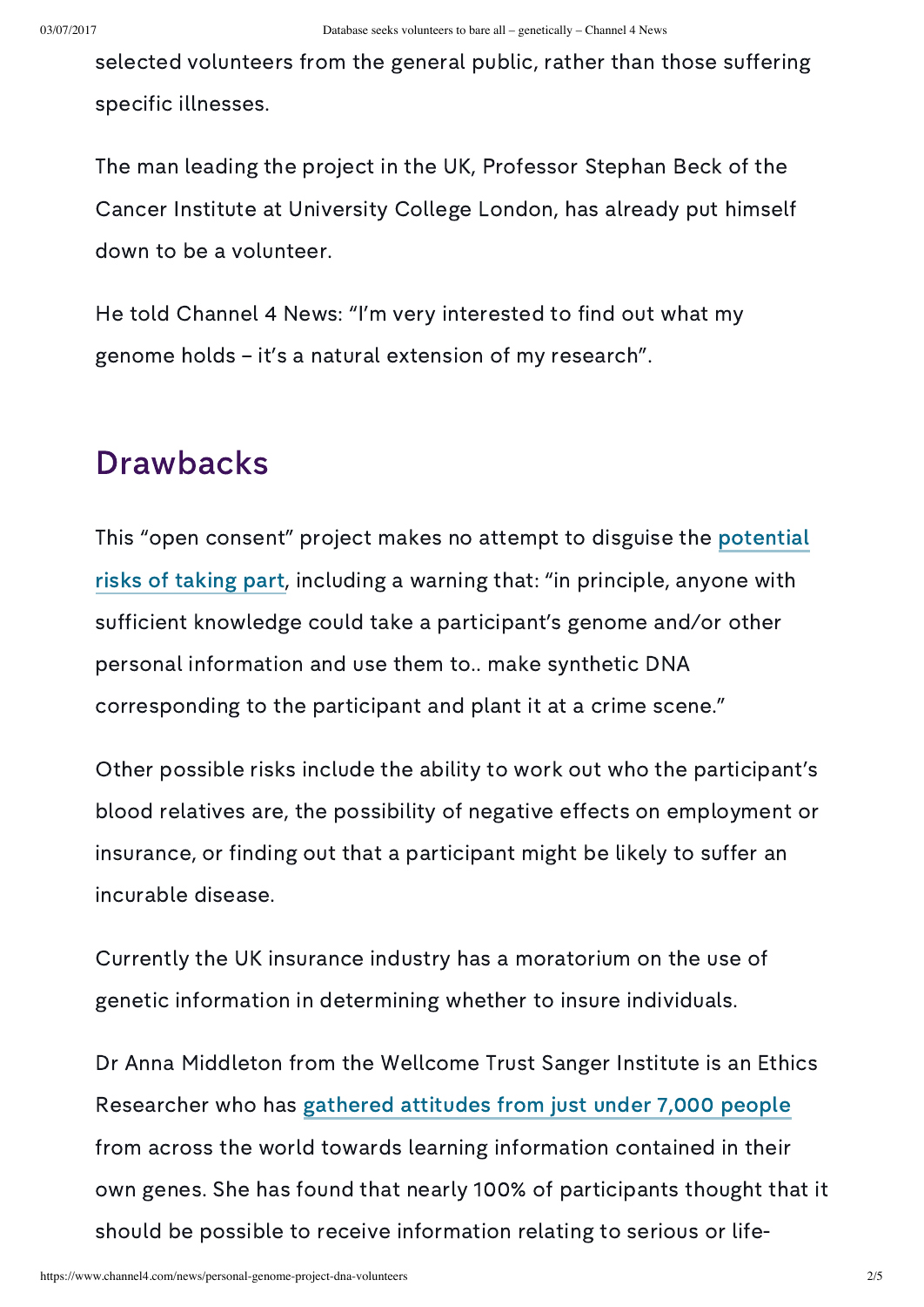selected volunteers from the general public, rather than those suffering specific illnesses.

The man leading the project in the UK, Professor Stephan Beck of the Cancer Institute at University College London, has already put himself down to be a volunteer.

He told Channel 4 News: "I'm very interested to find out what my genome holds – it's a natural extension of my research".

## Drawbacks

This "open consent" project makes no attempt to disguise the potential risks of taking part, including a warning that: "in principle, anyone with sufficient knowledge could take a participant's genome and/or other personal information and use them to.. make synthetic DNA corresponding to the participant and plant it at a crime scene."

Other possible risks include the ability to work out who the participant's blood relatives are, the possibility of negative effects on employment or insurance, or finding out that a participant might be likely to suffer an incurable disease.

Currently the UK insurance industry has a moratorium on the use of genetic information in determining whether to insure individuals.

Dr Anna Middleton from the Wellcome Trust Sanger Institute is an Ethics Researcher who has gathered attitudes from just under 7,000 people from across the world towards learning information contained in their own genes. She has found that nearly 100% of participants thought that it should be possible to receive information relating to serious or life-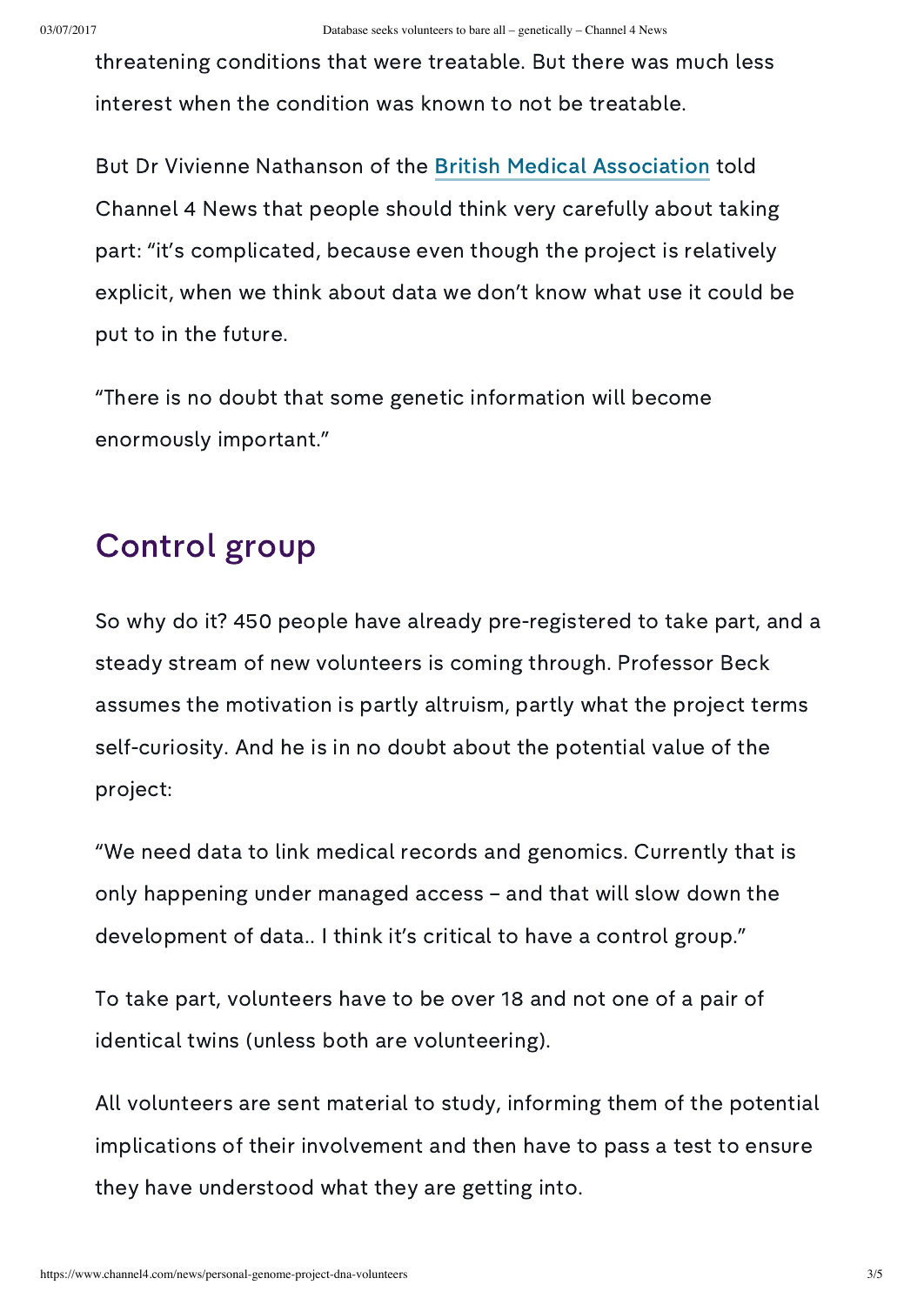threatening conditions that were treatable. But there was much less interest when the condition was known to not be treatable.

But Dr Vivienne Nathanson of the British Medical Association told Channel 4 News that people should think very carefully about taking part: "it's complicated, because even though the project is relatively explicit, when we think about data we don't know what use it could be put to in the future.

"There is no doubt that some genetic information will become enormously important."

## Control group

So why do it? 450 people have already pre-registered to take part, and a steady stream of new volunteers is coming through. Professor Beck assumes the motivation is partly altruism, partly what the project terms self-curiosity. And he is in no doubt about the potential value of the project:

"We need data to link medical records and genomics. Currently that is only happening under managed access – and that will slow down the development of data.. I think it's critical to have a control group."

To take part, volunteers have to be over 18 and not one of a pair of identical twins (unless both are volunteering).

All volunteers are sent material to study, informing them of the potential implications of their involvement and then have to pass a test to ensure they have understood what they are getting into.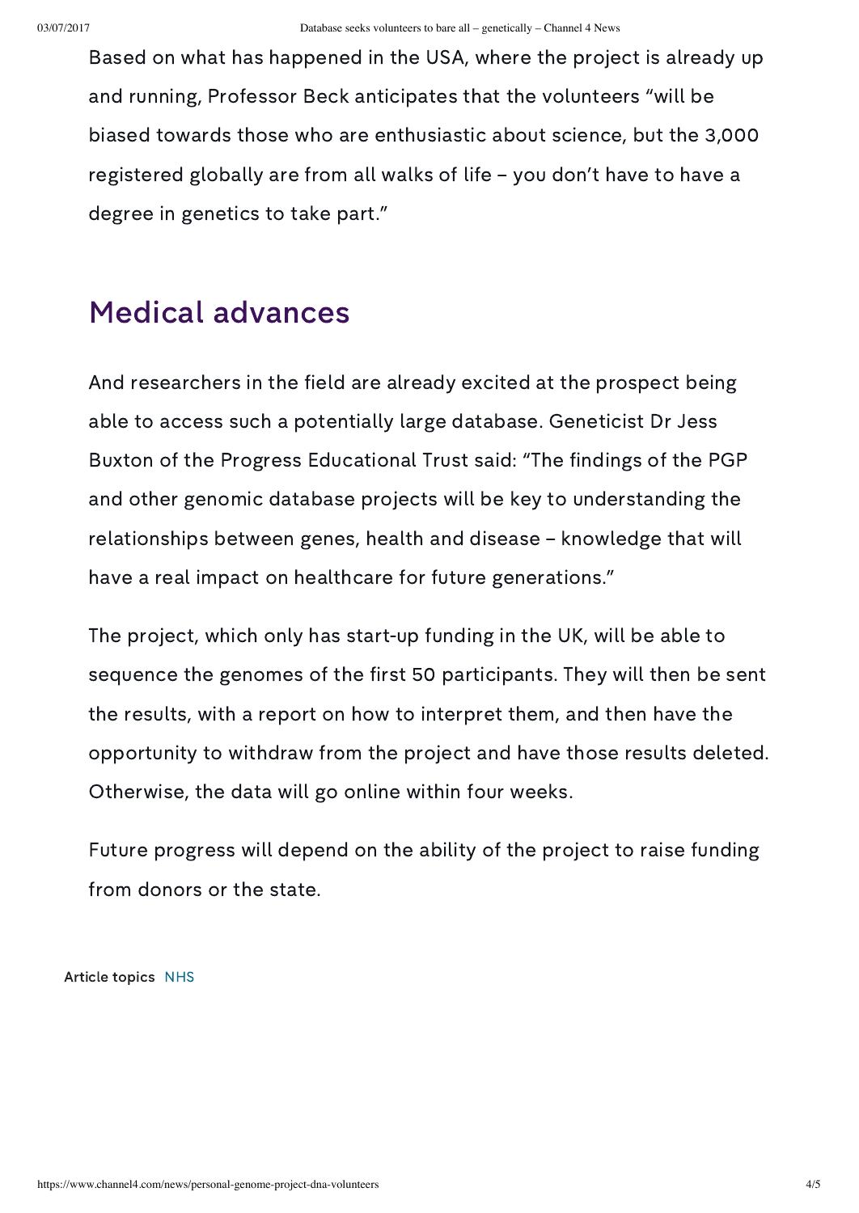Based on what has happened in the USA, where the project is already up and running, Professor Beck anticipates that the volunteers "will be biased towards those who are enthusiastic about science, but the 3,000 registered globally are from all walks of life – you don't have to have a degree in genetics to take part."

## Medical advances

And researchers in the field are already excited at the prospect being able to access such a potentially large database. Geneticist Dr Jess Buxton of the Progress Educational Trust said: "The findings of the PGP and other genomic database projects will be key to understanding the relationships between genes, health and disease – knowledge that will have a real impact on healthcare for future generations."

The project, which only has start-up funding in the UK, will be able to sequence the genomes of the first 50 participants. They will then be sent the results, with a report on how to interpret them, and then have the opportunity to withdraw from the project and have those results deleted. Otherwise, the data will go online within four weeks.

Future progress will depend on the ability of the project to raise funding from donors or the state.

Article topics NHS